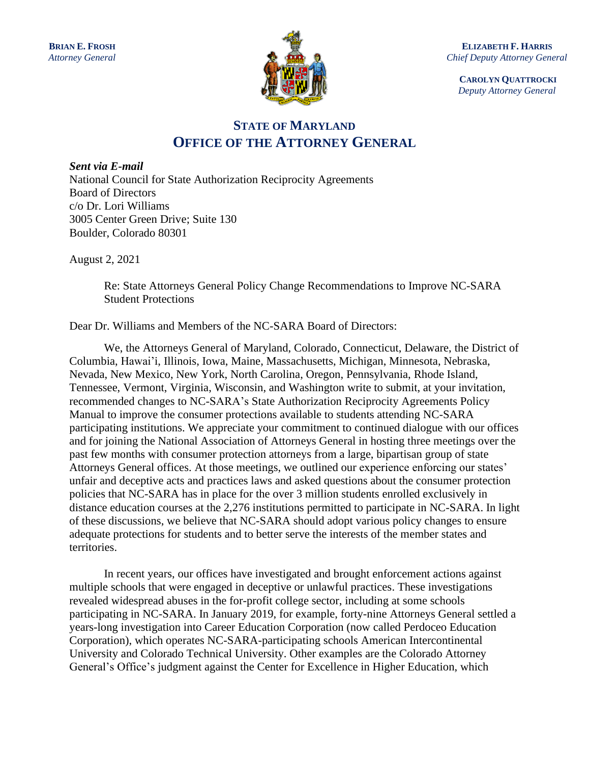**BRIAN E. FROSH**
*Attorney General*

**ELIZABETH F. HARRIS**
*Chief Deputy Attorney General*

**CAROLYN QUATTROCKI**
*Deputy Attorney General*

# STATE OF MARYLAND
# OFFICE OF THE ATTORNEY GENERAL

***Sent via E-mail***
National Council for State Authorization Reciprocity Agreements
Board of Directors
c/o Dr. Lori Williams
3005 Center Green Drive; Suite 130
Boulder, Colorado 80301

August 2, 2021

Re: State Attorneys General Policy Change Recommendations to Improve NC-SARA Student Protections

Dear Dr. Williams and Members of the NC-SARA Board of Directors:

We, the Attorneys General of Maryland, Colorado, Connecticut, Delaware, the District of Columbia, Hawai'i, Illinois, Iowa, Maine, Massachusetts, Michigan, Minnesota, Nebraska, Nevada, New Mexico, New York, North Carolina, Oregon, Pennsylvania, Rhode Island, Tennessee, Vermont, Virginia, Wisconsin, and Washington write to submit, at your invitation, recommended changes to NC-SARA's State Authorization Reciprocity Agreements Policy Manual to improve the consumer protections available to students attending NC-SARA participating institutions. We appreciate your commitment to continued dialogue with our offices and for joining the National Association of Attorneys General in hosting three meetings over the past few months with consumer protection attorneys from a large, bipartisan group of state Attorneys General offices. At those meetings, we outlined our experience enforcing our states' unfair and deceptive acts and practices laws and asked questions about the consumer protection policies that NC-SARA has in place for the over 3 million students enrolled exclusively in distance education courses at the 2,276 institutions permitted to participate in NC-SARA. In light of these discussions, we believe that NC-SARA should adopt various policy changes to ensure adequate protections for students and to better serve the interests of the member states and territories.

In recent years, our offices have investigated and brought enforcement actions against multiple schools that were engaged in deceptive or unlawful practices. These investigations revealed widespread abuses in the for-profit college sector, including at some schools participating in NC-SARA. In January 2019, for example, forty-nine Attorneys General settled a years-long investigation into Career Education Corporation (now called Perdoceo Education Corporation), which operates NC-SARA-participating schools American Intercontinental University and Colorado Technical University. Other examples are the Colorado Attorney General's Office's judgment against the Center for Excellence in Higher Education, which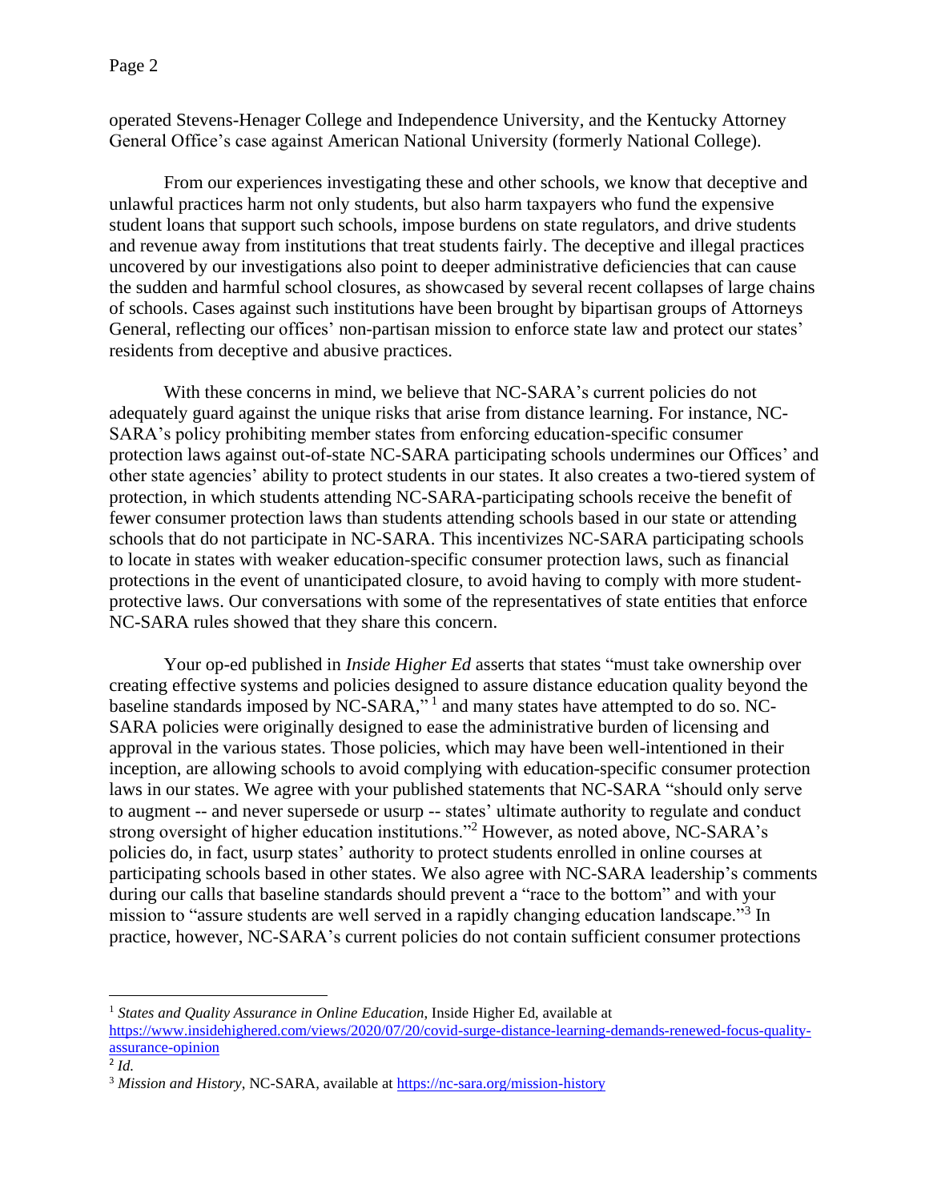operated Stevens-Henager College and Independence University, and the Kentucky Attorney General Office's case against American National University (formerly National College).

From our experiences investigating these and other schools, we know that deceptive and unlawful practices harm not only students, but also harm taxpayers who fund the expensive student loans that support such schools, impose burdens on state regulators, and drive students and revenue away from institutions that treat students fairly. The deceptive and illegal practices uncovered by our investigations also point to deeper administrative deficiencies that can cause the sudden and harmful school closures, as showcased by several recent collapses of large chains of schools. Cases against such institutions have been brought by bipartisan groups of Attorneys General, reflecting our offices' non-partisan mission to enforce state law and protect our states' residents from deceptive and abusive practices.

With these concerns in mind, we believe that NC-SARA's current policies do not adequately guard against the unique risks that arise from distance learning. For instance, NC-SARA's policy prohibiting member states from enforcing education-specific consumer protection laws against out-of-state NC-SARA participating schools undermines our Offices' and other state agencies' ability to protect students in our states. It also creates a two-tiered system of protection, in which students attending NC-SARA-participating schools receive the benefit of fewer consumer protection laws than students attending schools based in our state or attending schools that do not participate in NC-SARA. This incentivizes NC-SARA participating schools to locate in states with weaker education-specific consumer protection laws, such as financial protections in the event of unanticipated closure, to avoid having to comply with more student-protective laws. Our conversations with some of the representatives of state entities that enforce NC-SARA rules showed that they share this concern.

Your op-ed published in *Inside Higher Ed* asserts that states "must take ownership over creating effective systems and policies designed to assure distance education quality beyond the baseline standards imposed by NC-SARA,"[1] and many states have attempted to do so. NC-SARA policies were originally designed to ease the administrative burden of licensing and approval in the various states. Those policies, which may have been well-intentioned in their inception, are allowing schools to avoid complying with education-specific consumer protection laws in our states. We agree with your published statements that NC-SARA "should only serve to augment -- and never supersede or usurp -- states' ultimate authority to regulate and conduct strong oversight of higher education institutions."[2] However, as noted above, NC-SARA's policies do, in fact, usurp states' authority to protect students enrolled in online courses at participating schools based in other states. We also agree with NC-SARA leadership's comments during our calls that baseline standards should prevent a "race to the bottom" and with your mission to "assure students are well served in a rapidly changing education landscape."[3] In practice, however, NC-SARA's current policies do not contain sufficient consumer protections

---

[1] *States and Quality Assurance in Online Education*, Inside Higher Ed, available at https://www.insidehighered.com/views/2020/07/20/covid-surge-distance-learning-demands-renewed-focus-quality-assurance-opinion

[2] *Id.*

[3] *Mission and History*, NC-SARA, available at https://nc-sara.org/mission-history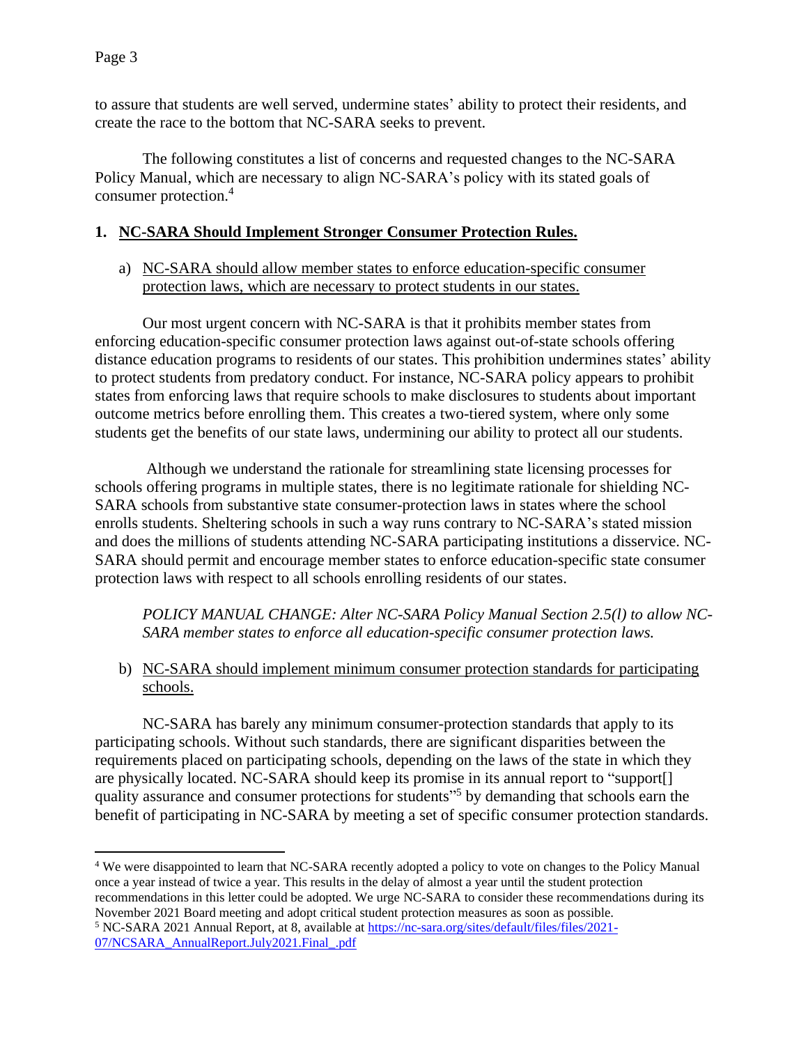to assure that students are well served, undermine states' ability to protect their residents, and create the race to the bottom that NC-SARA seeks to prevent.

The following constitutes a list of concerns and requested changes to the NC-SARA Policy Manual, which are necessary to align NC-SARA's policy with its stated goals of consumer protection.[4]

## 1. NC-SARA Should Implement Stronger Consumer Protection Rules.

### a) NC-SARA should allow member states to enforce education-specific consumer protection laws, which are necessary to protect students in our states.

Our most urgent concern with NC-SARA is that it prohibits member states from enforcing education-specific consumer protection laws against out-of-state schools offering distance education programs to residents of our states. This prohibition undermines states' ability to protect students from predatory conduct. For instance, NC-SARA policy appears to prohibit states from enforcing laws that require schools to make disclosures to students about important outcome metrics before enrolling them. This creates a two-tiered system, where only some students get the benefits of our state laws, undermining our ability to protect all our students.

Although we understand the rationale for streamlining state licensing processes for schools offering programs in multiple states, there is no legitimate rationale for shielding NC-SARA schools from substantive state consumer-protection laws in states where the school enrolls students. Sheltering schools in such a way runs contrary to NC-SARA's stated mission and does the millions of students attending NC-SARA participating institutions a disservice. NC-SARA should permit and encourage member states to enforce education-specific state consumer protection laws with respect to all schools enrolling residents of our states.

*POLICY MANUAL CHANGE: Alter NC-SARA Policy Manual Section 2.5(l) to allow NC-SARA member states to enforce all education-specific consumer protection laws.*

### b) NC-SARA should implement minimum consumer protection standards for participating schools.

NC-SARA has barely any minimum consumer-protection standards that apply to its participating schools. Without such standards, there are significant disparities between the requirements placed on participating schools, depending on the laws of the state in which they are physically located. NC-SARA should keep its promise in its annual report to "support[] quality assurance and consumer protections for students"[5] by demanding that schools earn the benefit of participating in NC-SARA by meeting a set of specific consumer protection standards.

---

[4] We were disappointed to learn that NC-SARA recently adopted a policy to vote on changes to the Policy Manual once a year instead of twice a year. This results in the delay of almost a year until the student protection recommendations in this letter could be adopted. We urge NC-SARA to consider these recommendations during its November 2021 Board meeting and adopt critical student protection measures as soon as possible.

[5] NC-SARA 2021 Annual Report, at 8, available at https://nc-sara.org/sites/default/files/files/2021-07/NCSARA_AnnualReport.July2021.Final_.pdf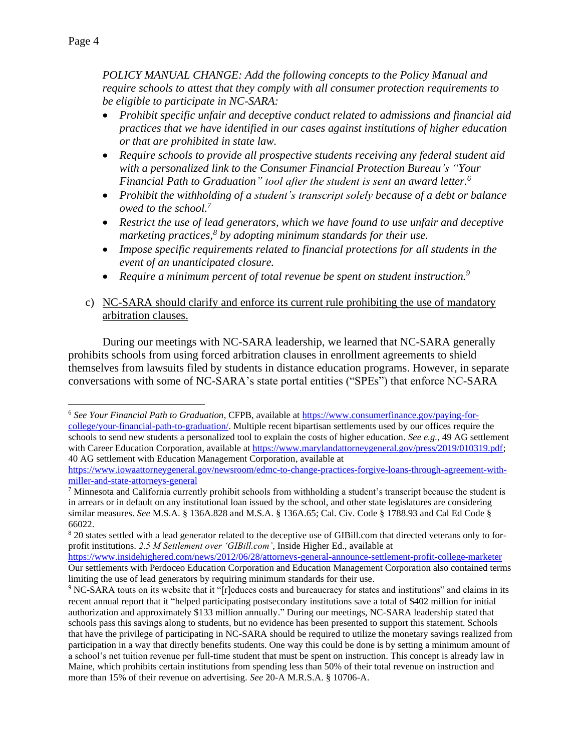*POLICY MANUAL CHANGE: Add the following concepts to the Policy Manual and require schools to attest that they comply with all consumer protection requirements to be eligible to participate in NC-SARA:*

- *Prohibit specific unfair and deceptive conduct related to admissions and financial aid practices that we have identified in our cases against institutions of higher education or that are prohibited in state law.*
- *Require schools to provide all prospective students receiving any federal student aid with a personalized link to the Consumer Financial Protection Bureau's "Your Financial Path to Graduation" tool after the student is sent an award letter.*[6]
- *Prohibit the withholding of a student's transcript solely because of a debt or balance owed to the school.*[7]
- *Restrict the use of lead generators, which we have found to use unfair and deceptive marketing practices,*[8] *by adopting minimum standards for their use.*
- *Impose specific requirements related to financial protections for all students in the event of an unanticipated closure.*
- *Require a minimum percent of total revenue be spent on student instruction.*[9]

c) NC-SARA should clarify and enforce its current rule prohibiting the use of mandatory arbitration clauses.

During our meetings with NC-SARA leadership, we learned that NC-SARA generally prohibits schools from using forced arbitration clauses in enrollment agreements to shield themselves from lawsuits filed by students in distance education programs. However, in separate conversations with some of NC-SARA's state portal entities ("SPEs") that enforce NC-SARA

---

[6] *See Your Financial Path to Graduation*, CFPB, available at https://www.consumerfinance.gov/paying-for-college/your-financial-path-to-graduation/. Multiple recent bipartisan settlements used by our offices require the schools to send new students a personalized tool to explain the costs of higher education. *See e.g.,* 49 AG settlement with Career Education Corporation, available at https://www.marylandattorneygeneral.gov/press/2019/010319.pdf; 40 AG settlement with Education Management Corporation, available at https://www.iowaattorneygeneral.gov/newsroom/edmc-to-change-practices-forgive-loans-through-agreement-with-miller-and-state-attorneys-general

[7] Minnesota and California currently prohibit schools from withholding a student's transcript because the student is in arrears or in default on any institutional loan issued by the school, and other state legislatures are considering similar measures. *See* M.S.A. § 136A.828 and M.S.A. § 136A.65; Cal. Civ. Code § 1788.93 and Cal Ed Code § 66022.

[8] 20 states settled with a lead generator related to the deceptive use of GIBill.com that directed veterans only to for-profit institutions. *2.5 M Settlement over 'GIBill.com'*, Inside Higher Ed., available at https://www.insidehighered.com/news/2012/06/28/attorneys-general-announce-settlement-profit-college-marketer Our settlements with Perdoceo Education Corporation and Education Management Corporation also contained terms limiting the use of lead generators by requiring minimum standards for their use.

[9] NC-SARA touts on its website that it "[r]educes costs and bureaucracy for states and institutions" and claims in its recent annual report that it "helped participating postsecondary institutions save a total of $402 million for initial authorization and approximately $133 million annually." During our meetings, NC-SARA leadership stated that schools pass this savings along to students, but no evidence has been presented to support this statement. Schools that have the privilege of participating in NC-SARA should be required to utilize the monetary savings realized from participation in a way that directly benefits students. One way this could be done is by setting a minimum amount of a school's net tuition revenue per full-time student that must be spent on instruction. This concept is already law in Maine, which prohibits certain institutions from spending less than 50% of their total revenue on instruction and more than 15% of their revenue on advertising. *See* 20-A M.R.S.A. § 10706-A.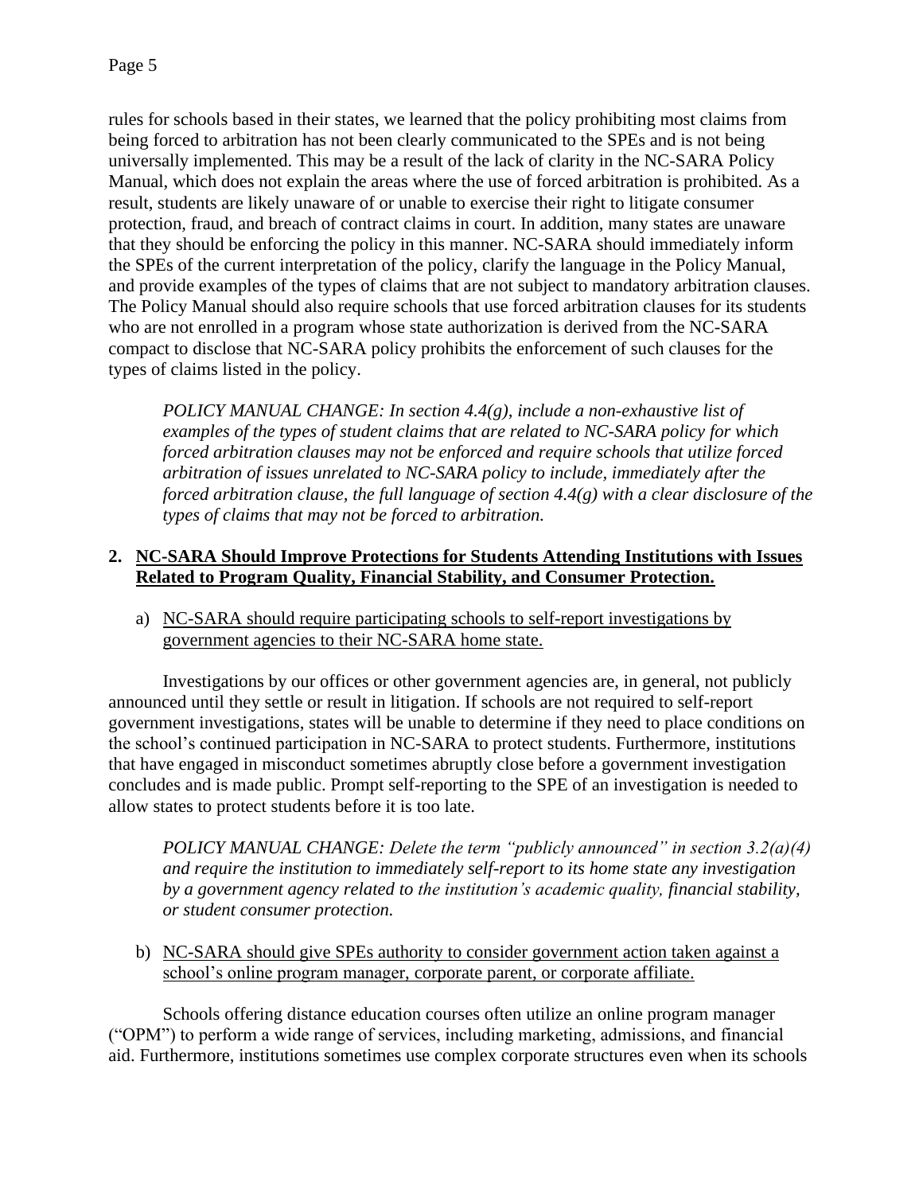rules for schools based in their states, we learned that the policy prohibiting most claims from being forced to arbitration has not been clearly communicated to the SPEs and is not being universally implemented. This may be a result of the lack of clarity in the NC-SARA Policy Manual, which does not explain the areas where the use of forced arbitration is prohibited. As a result, students are likely unaware of or unable to exercise their right to litigate consumer protection, fraud, and breach of contract claims in court. In addition, many states are unaware that they should be enforcing the policy in this manner. NC-SARA should immediately inform the SPEs of the current interpretation of the policy, clarify the language in the Policy Manual, and provide examples of the types of claims that are not subject to mandatory arbitration clauses. The Policy Manual should also require schools that use forced arbitration clauses for its students who are not enrolled in a program whose state authorization is derived from the NC-SARA compact to disclose that NC-SARA policy prohibits the enforcement of such clauses for the types of claims listed in the policy.

> *POLICY MANUAL CHANGE: In section 4.4(g), include a non-exhaustive list of examples of the types of student claims that are related to NC-SARA policy for which forced arbitration clauses may not be enforced and require schools that utilize forced arbitration of issues unrelated to NC-SARA policy to include, immediately after the forced arbitration clause, the full language of section 4.4(g) with a clear disclosure of the types of claims that may not be forced to arbitration.*

## 2. NC-SARA Should Improve Protections for Students Attending Institutions with Issues Related to Program Quality, Financial Stability, and Consumer Protection.

### a) NC-SARA should require participating schools to self-report investigations by government agencies to their NC-SARA home state.

Investigations by our offices or other government agencies are, in general, not publicly announced until they settle or result in litigation. If schools are not required to self-report government investigations, states will be unable to determine if they need to place conditions on the school's continued participation in NC-SARA to protect students. Furthermore, institutions that have engaged in misconduct sometimes abruptly close before a government investigation concludes and is made public. Prompt self-reporting to the SPE of an investigation is needed to allow states to protect students before it is too late.

> *POLICY MANUAL CHANGE: Delete the term "publicly announced" in section 3.2(a)(4) and require the institution to immediately self-report to its home state any investigation by a government agency related to the institution's academic quality, financial stability, or student consumer protection.*

### b) NC-SARA should give SPEs authority to consider government action taken against a school's online program manager, corporate parent, or corporate affiliate.

Schools offering distance education courses often utilize an online program manager ("OPM") to perform a wide range of services, including marketing, admissions, and financial aid. Furthermore, institutions sometimes use complex corporate structures even when its schools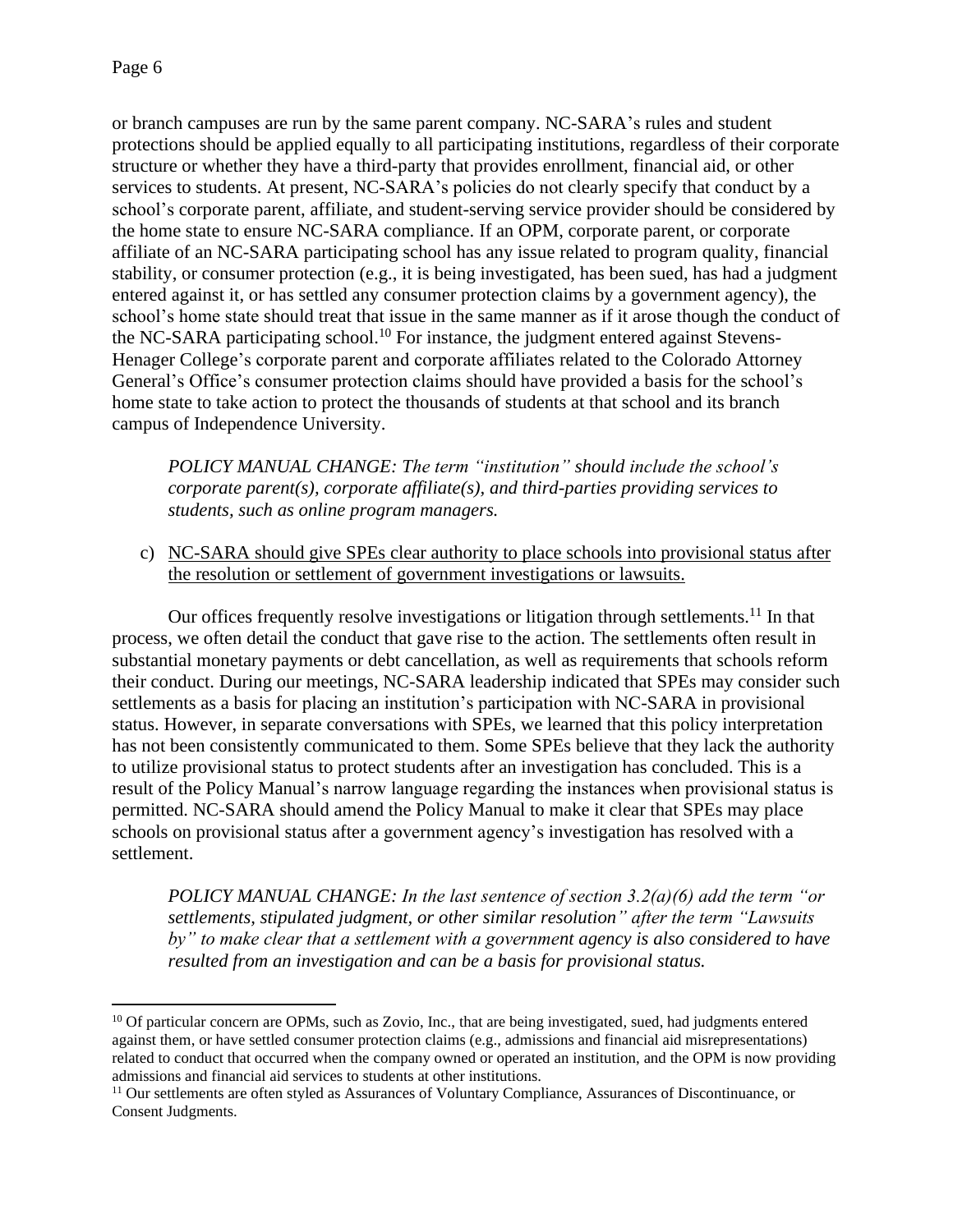or branch campuses are run by the same parent company. NC-SARA's rules and student protections should be applied equally to all participating institutions, regardless of their corporate structure or whether they have a third-party that provides enrollment, financial aid, or other services to students. At present, NC-SARA's policies do not clearly specify that conduct by a school's corporate parent, affiliate, and student-serving service provider should be considered by the home state to ensure NC-SARA compliance. If an OPM, corporate parent, or corporate affiliate of an NC-SARA participating school has any issue related to program quality, financial stability, or consumer protection (e.g., it is being investigated, has been sued, has had a judgment entered against it, or has settled any consumer protection claims by a government agency), the school's home state should treat that issue in the same manner as if it arose though the conduct of the NC-SARA participating school.[10] For instance, the judgment entered against Stevens-Henager College's corporate parent and corporate affiliates related to the Colorado Attorney General's Office's consumer protection claims should have provided a basis for the school's home state to take action to protect the thousands of students at that school and its branch campus of Independence University.

> *POLICY MANUAL CHANGE: The term "institution" should include the school's corporate parent(s), corporate affiliate(s), and third-parties providing services to students, such as online program managers.*

c) <u>NC-SARA should give SPEs clear authority to place schools into provisional status after the resolution or settlement of government investigations or lawsuits.</u>

Our offices frequently resolve investigations or litigation through settlements.[11] In that process, we often detail the conduct that gave rise to the action. The settlements often result in substantial monetary payments or debt cancellation, as well as requirements that schools reform their conduct. During our meetings, NC-SARA leadership indicated that SPEs may consider such settlements as a basis for placing an institution's participation with NC-SARA in provisional status. However, in separate conversations with SPEs, we learned that this policy interpretation has not been consistently communicated to them. Some SPEs believe that they lack the authority to utilize provisional status to protect students after an investigation has concluded. This is a result of the Policy Manual's narrow language regarding the instances when provisional status is permitted. NC-SARA should amend the Policy Manual to make it clear that SPEs may place schools on provisional status after a government agency's investigation has resolved with a settlement.

> *POLICY MANUAL CHANGE: In the last sentence of section 3.2(a)(6) add the term "or settlements, stipulated judgment, or other similar resolution" after the term "Lawsuits by" to make clear that a settlement with a government agency is also considered to have resulted from an investigation and can be a basis for provisional status.*

---

[10] Of particular concern are OPMs, such as Zovio, Inc., that are being investigated, sued, had judgments entered against them, or have settled consumer protection claims (e.g., admissions and financial aid misrepresentations) related to conduct that occurred when the company owned or operated an institution, and the OPM is now providing admissions and financial aid services to students at other institutions.

[11] Our settlements are often styled as Assurances of Voluntary Compliance, Assurances of Discontinuance, or Consent Judgments.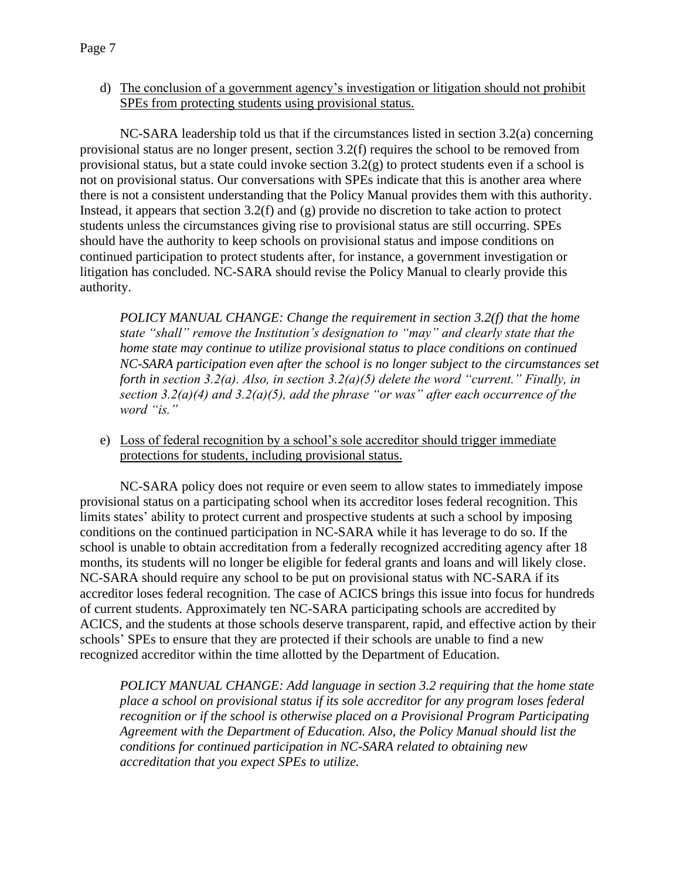d) <u>The conclusion of a government agency's investigation or litigation should not prohibit SPEs from protecting students using provisional status.</u>

NC-SARA leadership told us that if the circumstances listed in section 3.2(a) concerning provisional status are no longer present, section 3.2(f) requires the school to be removed from provisional status, but a state could invoke section 3.2(g) to protect students even if a school is not on provisional status. Our conversations with SPEs indicate that this is another area where there is not a consistent understanding that the Policy Manual provides them with this authority. Instead, it appears that section 3.2(f) and (g) provide no discretion to take action to protect students unless the circumstances giving rise to provisional status are still occurring. SPEs should have the authority to keep schools on provisional status and impose conditions on continued participation to protect students after, for instance, a government investigation or litigation has concluded. NC-SARA should revise the Policy Manual to clearly provide this authority.

*POLICY MANUAL CHANGE: Change the requirement in section 3.2(f) that the home state "shall" remove the Institution's designation to "may" and clearly state that the home state may continue to utilize provisional status to place conditions on continued NC-SARA participation even after the school is no longer subject to the circumstances set forth in section 3.2(a). Also, in section 3.2(a)(5) delete the word "current." Finally, in section 3.2(a)(4) and 3.2(a)(5), add the phrase "or was" after each occurrence of the word "is."*

e) <u>Loss of federal recognition by a school's sole accreditor should trigger immediate protections for students, including provisional status.</u>

NC-SARA policy does not require or even seem to allow states to immediately impose provisional status on a participating school when its accreditor loses federal recognition. This limits states' ability to protect current and prospective students at such a school by imposing conditions on the continued participation in NC-SARA while it has leverage to do so. If the school is unable to obtain accreditation from a federally recognized accrediting agency after 18 months, its students will no longer be eligible for federal grants and loans and will likely close. NC-SARA should require any school to be put on provisional status with NC-SARA if its accreditor loses federal recognition. The case of ACICS brings this issue into focus for hundreds of current students. Approximately ten NC-SARA participating schools are accredited by ACICS, and the students at those schools deserve transparent, rapid, and effective action by their schools' SPEs to ensure that they are protected if their schools are unable to find a new recognized accreditor within the time allotted by the Department of Education.

*POLICY MANUAL CHANGE: Add language in section 3.2 requiring that the home state place a school on provisional status if its sole accreditor for any program loses federal recognition or if the school is otherwise placed on a Provisional Program Participating Agreement with the Department of Education. Also, the Policy Manual should list the conditions for continued participation in NC-SARA related to obtaining new accreditation that you expect SPEs to utilize.*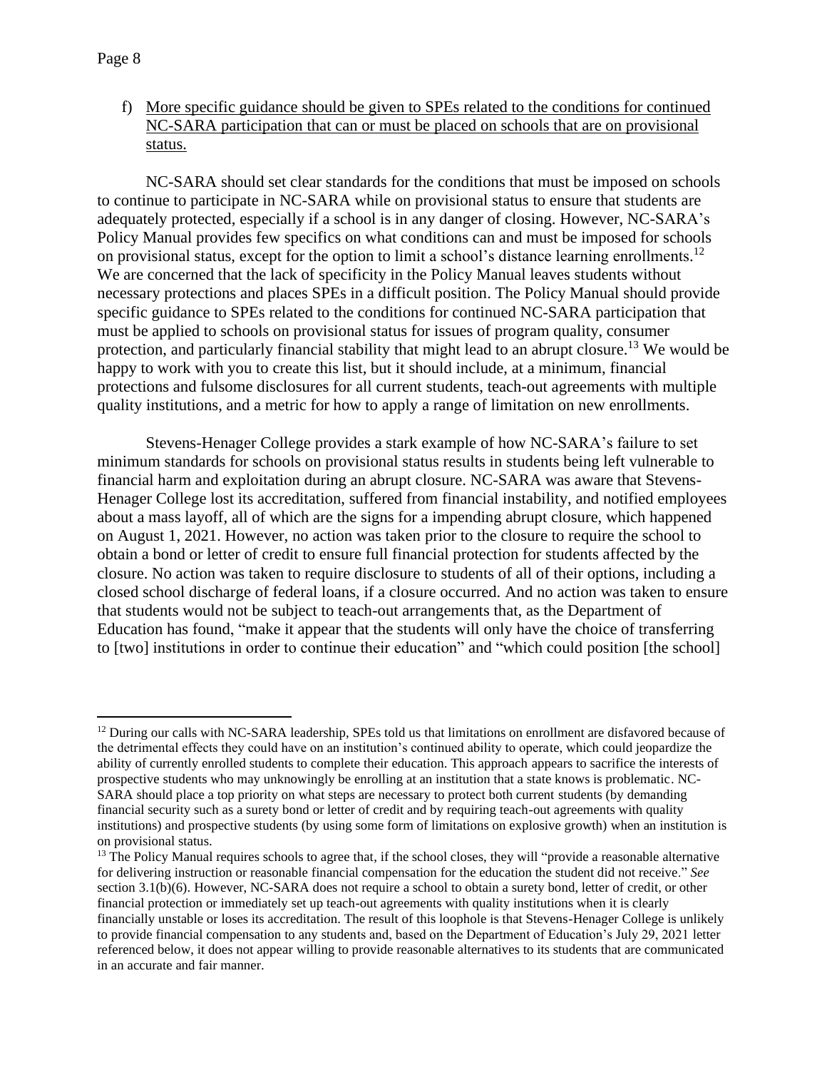f) <u>More specific guidance should be given to SPEs related to the conditions for continued NC-SARA participation that can or must be placed on schools that are on provisional status.</u>

NC-SARA should set clear standards for the conditions that must be imposed on schools to continue to participate in NC-SARA while on provisional status to ensure that students are adequately protected, especially if a school is in any danger of closing. However, NC-SARA's Policy Manual provides few specifics on what conditions can and must be imposed for schools on provisional status, except for the option to limit a school's distance learning enrollments.[12] We are concerned that the lack of specificity in the Policy Manual leaves students without necessary protections and places SPEs in a difficult position. The Policy Manual should provide specific guidance to SPEs related to the conditions for continued NC-SARA participation that must be applied to schools on provisional status for issues of program quality, consumer protection, and particularly financial stability that might lead to an abrupt closure.[13] We would be happy to work with you to create this list, but it should include, at a minimum, financial protections and fulsome disclosures for all current students, teach-out agreements with multiple quality institutions, and a metric for how to apply a range of limitation on new enrollments.

Stevens-Henager College provides a stark example of how NC-SARA's failure to set minimum standards for schools on provisional status results in students being left vulnerable to financial harm and exploitation during an abrupt closure. NC-SARA was aware that Stevens-Henager College lost its accreditation, suffered from financial instability, and notified employees about a mass layoff, all of which are the signs for a impending abrupt closure, which happened on August 1, 2021. However, no action was taken prior to the closure to require the school to obtain a bond or letter of credit to ensure full financial protection for students affected by the closure. No action was taken to require disclosure to students of all of their options, including a closed school discharge of federal loans, if a closure occurred. And no action was taken to ensure that students would not be subject to teach-out arrangements that, as the Department of Education has found, "make it appear that the students will only have the choice of transferring to [two] institutions in order to continue their education" and "which could position [the school]

---

[12] During our calls with NC-SARA leadership, SPEs told us that limitations on enrollment are disfavored because of the detrimental effects they could have on an institution's continued ability to operate, which could jeopardize the ability of currently enrolled students to complete their education. This approach appears to sacrifice the interests of prospective students who may unknowingly be enrolling at an institution that a state knows is problematic. NC-SARA should place a top priority on what steps are necessary to protect both current students (by demanding financial security such as a surety bond or letter of credit and by requiring teach-out agreements with quality institutions) and prospective students (by using some form of limitations on explosive growth) when an institution is on provisional status.

[13] The Policy Manual requires schools to agree that, if the school closes, they will "provide a reasonable alternative for delivering instruction or reasonable financial compensation for the education the student did not receive." *See* section 3.1(b)(6). However, NC-SARA does not require a school to obtain a surety bond, letter of credit, or other financial protection or immediately set up teach-out agreements with quality institutions when it is clearly financially unstable or loses its accreditation. The result of this loophole is that Stevens-Henager College is unlikely to provide financial compensation to any students and, based on the Department of Education's July 29, 2021 letter referenced below, it does not appear willing to provide reasonable alternatives to its students that are communicated in an accurate and fair manner.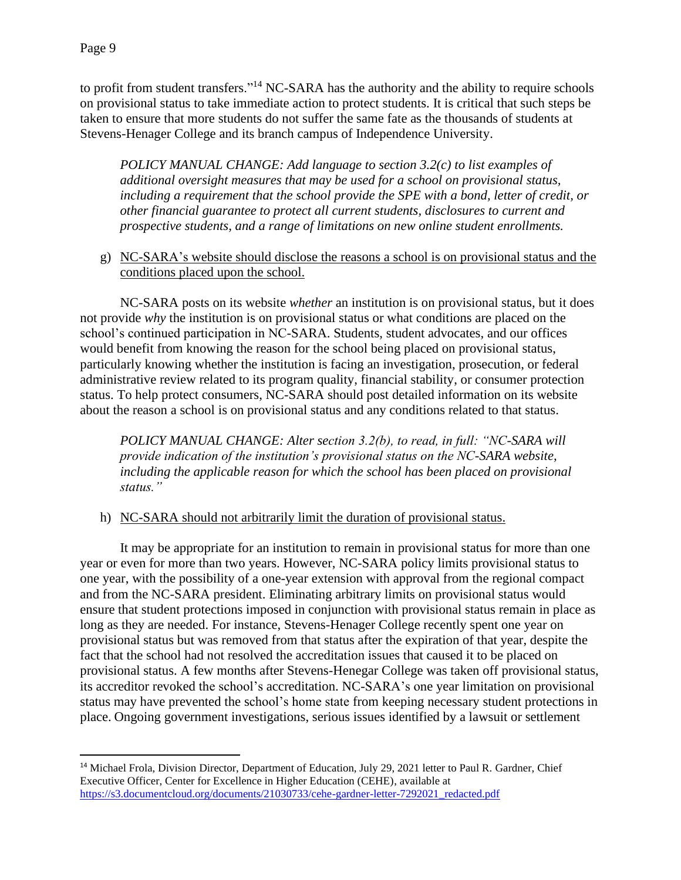to profit from student transfers."[14] NC-SARA has the authority and the ability to require schools on provisional status to take immediate action to protect students. It is critical that such steps be taken to ensure that more students do not suffer the same fate as the thousands of students at Stevens-Henager College and its branch campus of Independence University.

> *POLICY MANUAL CHANGE: Add language to section 3.2(c) to list examples of additional oversight measures that may be used for a school on provisional status, including a requirement that the school provide the SPE with a bond, letter of credit, or other financial guarantee to protect all current students, disclosures to current and prospective students, and a range of limitations on new online student enrollments.*

g) <u>NC-SARA's website should disclose the reasons a school is on provisional status and the conditions placed upon the school.</u>

NC-SARA posts on its website *whether* an institution is on provisional status, but it does not provide *why* the institution is on provisional status or what conditions are placed on the school's continued participation in NC-SARA. Students, student advocates, and our offices would benefit from knowing the reason for the school being placed on provisional status, particularly knowing whether the institution is facing an investigation, prosecution, or federal administrative review related to its program quality, financial stability, or consumer protection status. To help protect consumers, NC-SARA should post detailed information on its website about the reason a school is on provisional status and any conditions related to that status.

> *POLICY MANUAL CHANGE: Alter section 3.2(b), to read, in full: "NC-SARA will provide indication of the institution's provisional status on the NC-SARA website, including the applicable reason for which the school has been placed on provisional status."*

h) <u>NC-SARA should not arbitrarily limit the duration of provisional status.</u>

It may be appropriate for an institution to remain in provisional status for more than one year or even for more than two years. However, NC-SARA policy limits provisional status to one year, with the possibility of a one-year extension with approval from the regional compact and from the NC-SARA president. Eliminating arbitrary limits on provisional status would ensure that student protections imposed in conjunction with provisional status remain in place as long as they are needed. For instance, Stevens-Henager College recently spent one year on provisional status but was removed from that status after the expiration of that year, despite the fact that the school had not resolved the accreditation issues that caused it to be placed on provisional status. A few months after Stevens-Henegar College was taken off provisional status, its accreditor revoked the school's accreditation. NC-SARA's one year limitation on provisional status may have prevented the school's home state from keeping necessary student protections in place. Ongoing government investigations, serious issues identified by a lawsuit or settlement

---

[14] Michael Frola, Division Director, Department of Education, July 29, 2021 letter to Paul R. Gardner, Chief Executive Officer, Center for Excellence in Higher Education (CEHE), available at https://s3.documentcloud.org/documents/21030733/cehe-gardner-letter-7292021_redacted.pdf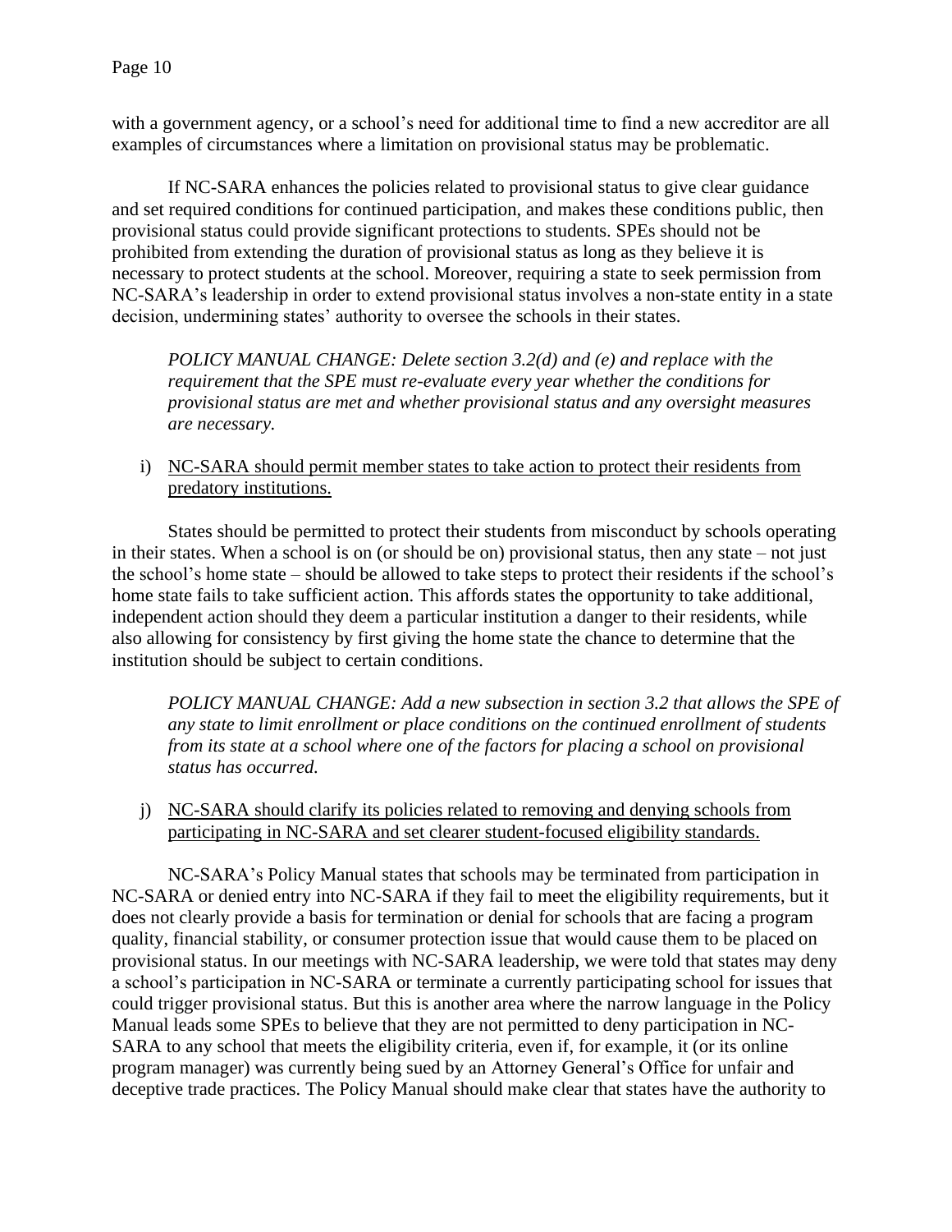with a government agency, or a school's need for additional time to find a new accreditor are all examples of circumstances where a limitation on provisional status may be problematic.

If NC-SARA enhances the policies related to provisional status to give clear guidance and set required conditions for continued participation, and makes these conditions public, then provisional status could provide significant protections to students. SPEs should not be prohibited from extending the duration of provisional status as long as they believe it is necessary to protect students at the school. Moreover, requiring a state to seek permission from NC-SARA's leadership in order to extend provisional status involves a non-state entity in a state decision, undermining states' authority to oversee the schools in their states.

> *POLICY MANUAL CHANGE: Delete section 3.2(d) and (e) and replace with the requirement that the SPE must re-evaluate every year whether the conditions for provisional status are met and whether provisional status and any oversight measures are necessary.*

i) <u>NC-SARA should permit member states to take action to protect their residents from predatory institutions.</u>

States should be permitted to protect their students from misconduct by schools operating in their states. When a school is on (or should be on) provisional status, then any state – not just the school's home state – should be allowed to take steps to protect their residents if the school's home state fails to take sufficient action. This affords states the opportunity to take additional, independent action should they deem a particular institution a danger to their residents, while also allowing for consistency by first giving the home state the chance to determine that the institution should be subject to certain conditions.

> *POLICY MANUAL CHANGE: Add a new subsection in section 3.2 that allows the SPE of any state to limit enrollment or place conditions on the continued enrollment of students from its state at a school where one of the factors for placing a school on provisional status has occurred.*

j) <u>NC-SARA should clarify its policies related to removing and denying schools from participating in NC-SARA and set clearer student-focused eligibility standards.</u>

NC-SARA's Policy Manual states that schools may be terminated from participation in NC-SARA or denied entry into NC-SARA if they fail to meet the eligibility requirements, but it does not clearly provide a basis for termination or denial for schools that are facing a program quality, financial stability, or consumer protection issue that would cause them to be placed on provisional status. In our meetings with NC-SARA leadership, we were told that states may deny a school's participation in NC-SARA or terminate a currently participating school for issues that could trigger provisional status. But this is another area where the narrow language in the Policy Manual leads some SPEs to believe that they are not permitted to deny participation in NC-SARA to any school that meets the eligibility criteria, even if, for example, it (or its online program manager) was currently being sued by an Attorney General's Office for unfair and deceptive trade practices. The Policy Manual should make clear that states have the authority to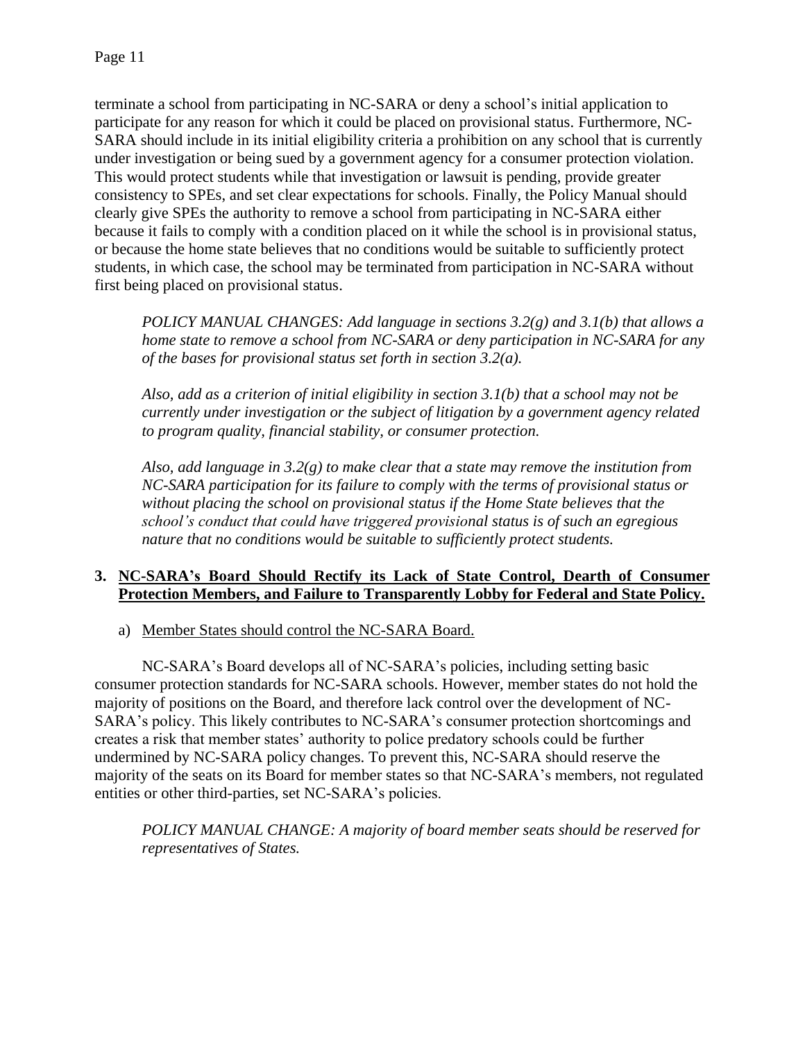terminate a school from participating in NC-SARA or deny a school's initial application to participate for any reason for which it could be placed on provisional status. Furthermore, NC-SARA should include in its initial eligibility criteria a prohibition on any school that is currently under investigation or being sued by a government agency for a consumer protection violation. This would protect students while that investigation or lawsuit is pending, provide greater consistency to SPEs, and set clear expectations for schools. Finally, the Policy Manual should clearly give SPEs the authority to remove a school from participating in NC-SARA either because it fails to comply with a condition placed on it while the school is in provisional status, or because the home state believes that no conditions would be suitable to sufficiently protect students, in which case, the school may be terminated from participation in NC-SARA without first being placed on provisional status.

> *POLICY MANUAL CHANGES: Add language in sections 3.2(g) and 3.1(b) that allows a home state to remove a school from NC-SARA or deny participation in NC-SARA for any of the bases for provisional status set forth in section 3.2(a).*
>
> *Also, add as a criterion of initial eligibility in section 3.1(b) that a school may not be currently under investigation or the subject of litigation by a government agency related to program quality, financial stability, or consumer protection.*
>
> *Also, add language in 3.2(g) to make clear that a state may remove the institution from NC-SARA participation for its failure to comply with the terms of provisional status or without placing the school on provisional status if the Home State believes that the school's conduct that could have triggered provisional status is of such an egregious nature that no conditions would be suitable to sufficiently protect students.*

## 3. <u>NC-SARA's Board Should Rectify its Lack of State Control, Dearth of Consumer Protection Members, and Failure to Transparently Lobby for Federal and State Policy.</u>

### a) <u>Member States should control the NC-SARA Board.</u>

NC-SARA's Board develops all of NC-SARA's policies, including setting basic consumer protection standards for NC-SARA schools. However, member states do not hold the majority of positions on the Board, and therefore lack control over the development of NC-SARA's policy. This likely contributes to NC-SARA's consumer protection shortcomings and creates a risk that member states' authority to police predatory schools could be further undermined by NC-SARA policy changes. To prevent this, NC-SARA should reserve the majority of the seats on its Board for member states so that NC-SARA's members, not regulated entities or other third-parties, set NC-SARA's policies.

> *POLICY MANUAL CHANGE: A majority of board member seats should be reserved for representatives of States.*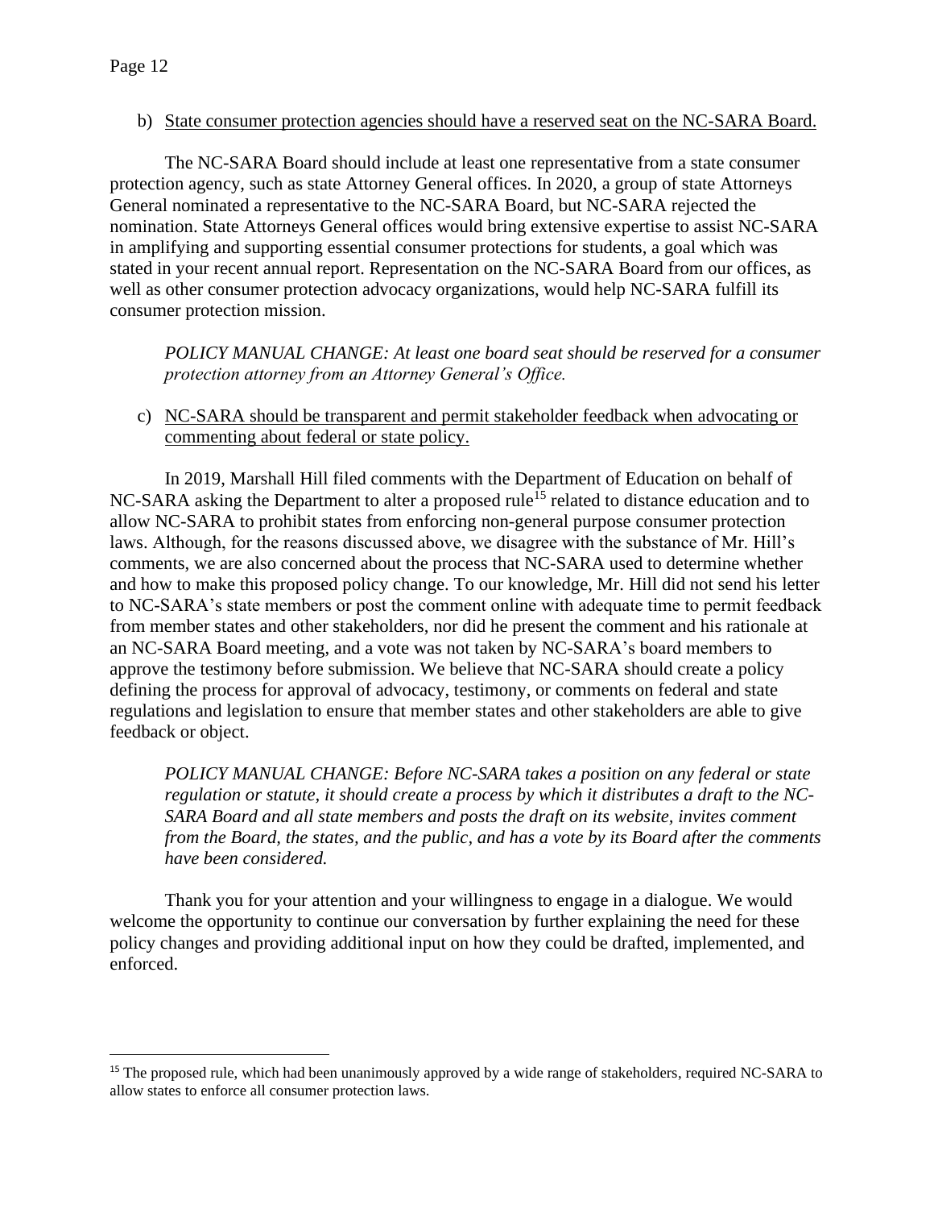b) <u>State consumer protection agencies should have a reserved seat on the NC-SARA Board.</u>

The NC-SARA Board should include at least one representative from a state consumer protection agency, such as state Attorney General offices. In 2020, a group of state Attorneys General nominated a representative to the NC-SARA Board, but NC-SARA rejected the nomination. State Attorneys General offices would bring extensive expertise to assist NC-SARA in amplifying and supporting essential consumer protections for students, a goal which was stated in your recent annual report. Representation on the NC-SARA Board from our offices, as well as other consumer protection advocacy organizations, would help NC-SARA fulfill its consumer protection mission.

*POLICY MANUAL CHANGE: At least one board seat should be reserved for a consumer protection attorney from an Attorney General's Office.*

c) <u>NC-SARA should be transparent and permit stakeholder feedback when advocating or commenting about federal or state policy.</u>

In 2019, Marshall Hill filed comments with the Department of Education on behalf of NC-SARA asking the Department to alter a proposed rule[15] related to distance education and to allow NC-SARA to prohibit states from enforcing non-general purpose consumer protection laws. Although, for the reasons discussed above, we disagree with the substance of Mr. Hill's comments, we are also concerned about the process that NC-SARA used to determine whether and how to make this proposed policy change. To our knowledge, Mr. Hill did not send his letter to NC-SARA's state members or post the comment online with adequate time to permit feedback from member states and other stakeholders, nor did he present the comment and his rationale at an NC-SARA Board meeting, and a vote was not taken by NC-SARA's board members to approve the testimony before submission. We believe that NC-SARA should create a policy defining the process for approval of advocacy, testimony, or comments on federal and state regulations and legislation to ensure that member states and other stakeholders are able to give feedback or object.

*POLICY MANUAL CHANGE: Before NC-SARA takes a position on any federal or state regulation or statute, it should create a process by which it distributes a draft to the NC-SARA Board and all state members and posts the draft on its website, invites comment from the Board, the states, and the public, and has a vote by its Board after the comments have been considered.*

Thank you for your attention and your willingness to engage in a dialogue. We would welcome the opportunity to continue our conversation by further explaining the need for these policy changes and providing additional input on how they could be drafted, implemented, and enforced.

---

[15] The proposed rule, which had been unanimously approved by a wide range of stakeholders, required NC-SARA to allow states to enforce all consumer protection laws.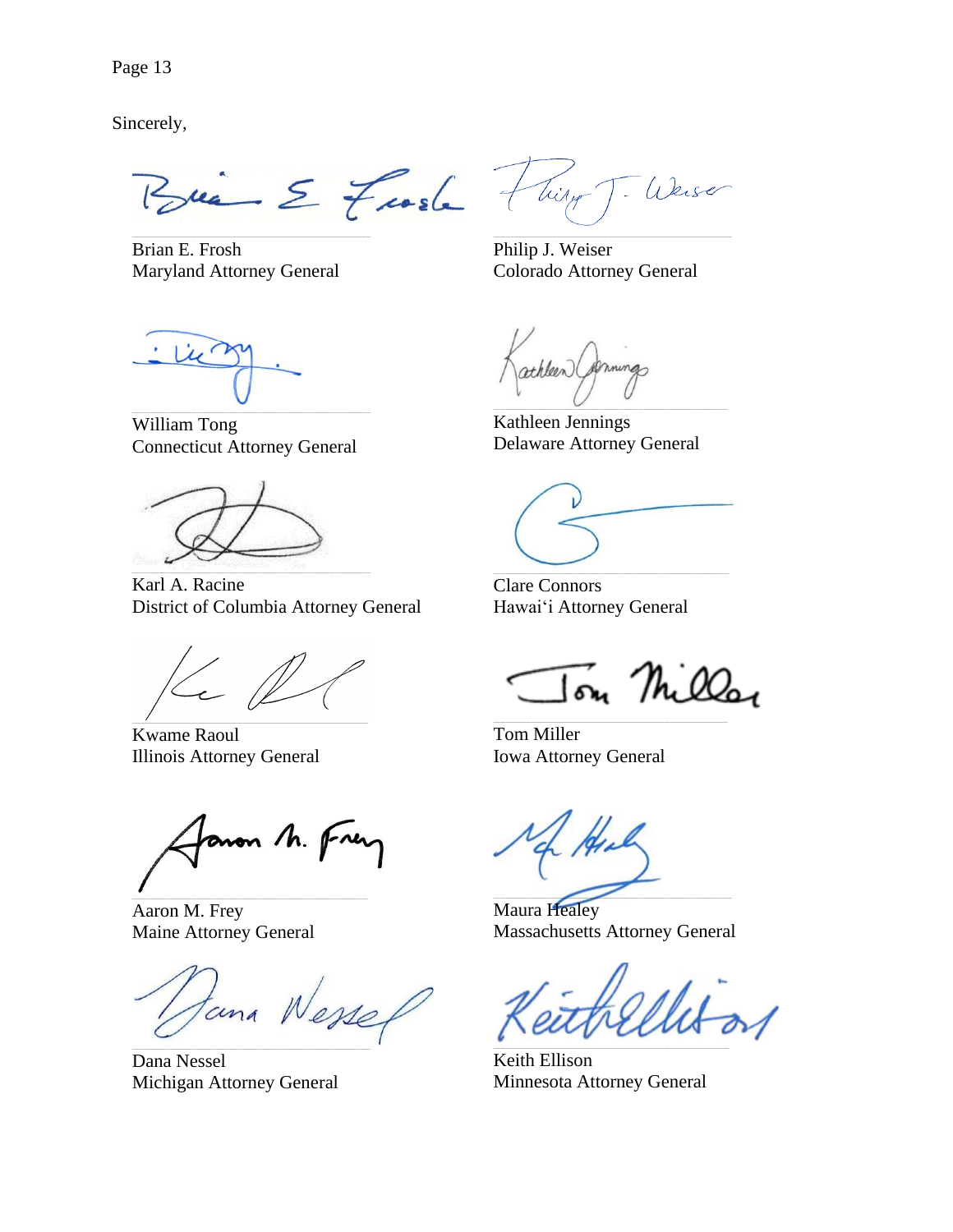Sincerely,

Brian E. Frosh
Maryland Attorney General

Philip J. Weiser
Colorado Attorney General

William Tong
Connecticut Attorney General

Kathleen Jennings
Delaware Attorney General

Karl A. Racine
District of Columbia Attorney General

Clare Connors
Hawai'i Attorney General

Kwame Raoul
Illinois Attorney General

Tom Miller
Iowa Attorney General

Aaron M. Frey
Maine Attorney General

Maura Healey
Massachusetts Attorney General

Dana Nessel
Michigan Attorney General

Keith Ellison
Minnesota Attorney General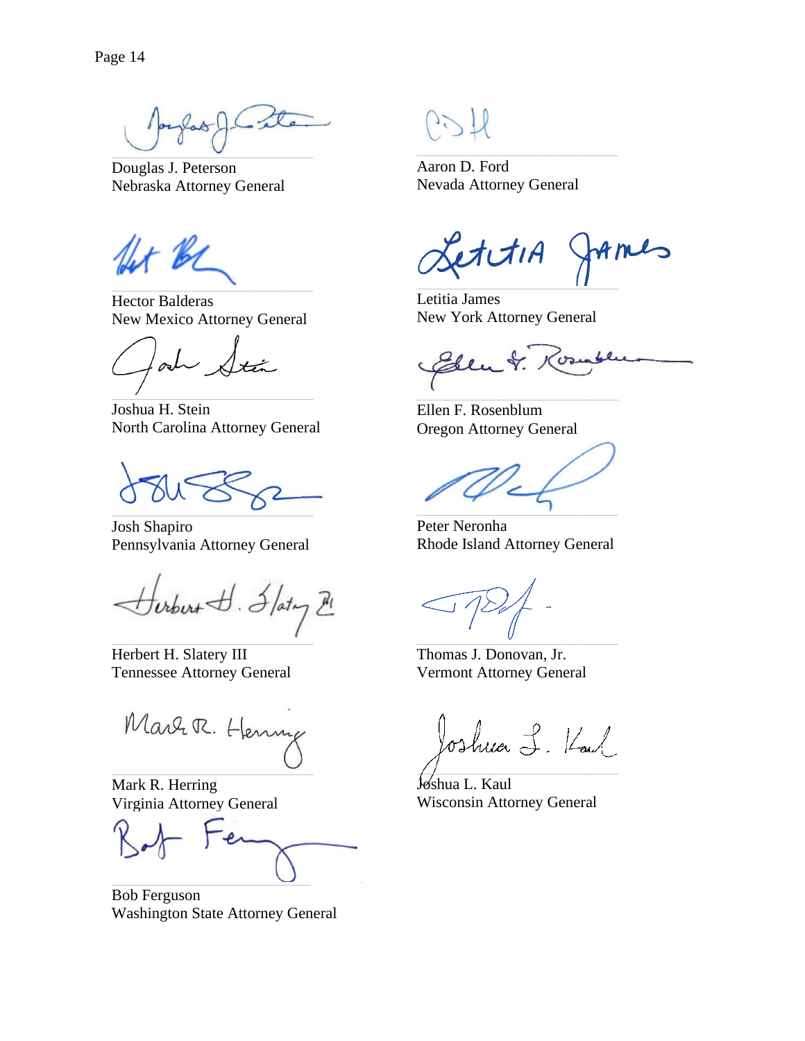Douglas J. Peterson
Nebraska Attorney General

Aaron D. Ford
Nevada Attorney General

Hector Balderas
New Mexico Attorney General

Letitia James
New York Attorney General

Joshua H. Stein
North Carolina Attorney General

Ellen F. Rosenblum
Oregon Attorney General

Josh Shapiro
Pennsylvania Attorney General

Peter Neronha
Rhode Island Attorney General

Herbert H. Slatery III
Tennessee Attorney General

Thomas J. Donovan, Jr.
Vermont Attorney General

Mark R. Herring
Virginia Attorney General

Joshua L. Kaul
Wisconsin Attorney General

Bob Ferguson
Washington State Attorney General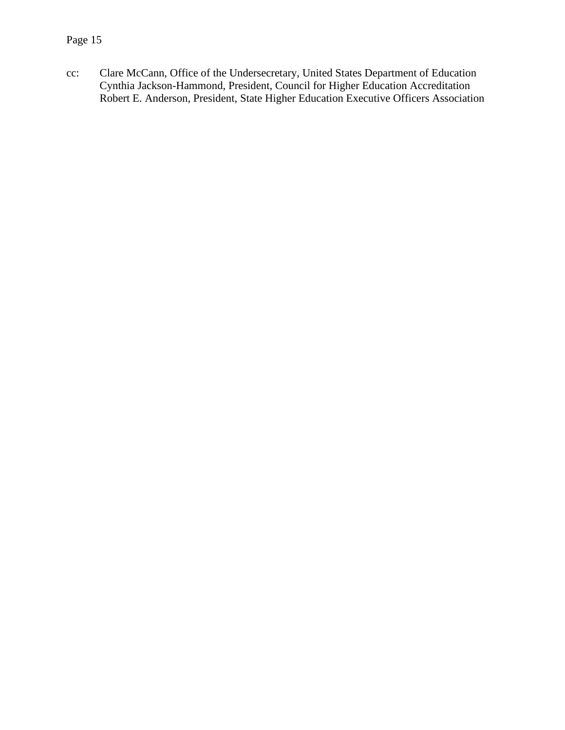cc: Clare McCann, Office of the Undersecretary, United States Department of Education
Cynthia Jackson-Hammond, President, Council for Higher Education Accreditation
Robert E. Anderson, President, State Higher Education Executive Officers Association